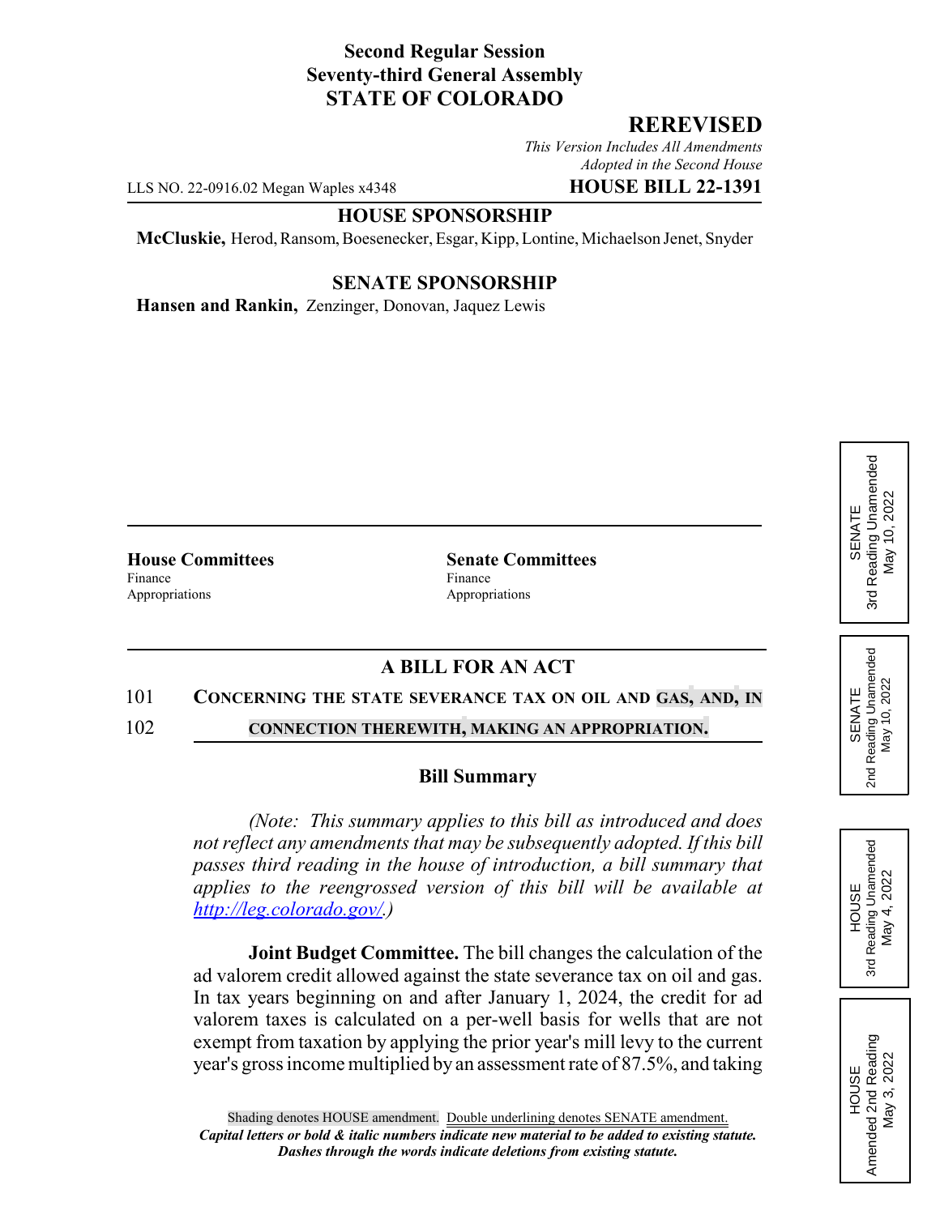**Second Regular Session**
**Seventy-third General Assembly**
**STATE OF COLORADO**

## REREVISED

*This Version Includes All Amendments Adopted in the Second House*

LLS NO. 22-0916.02 Megan Waples x4348 **HOUSE BILL 22-1391**

**HOUSE SPONSORSHIP**

**McCluskie,** Herod, Ransom, Boesenecker, Esgar, Kipp, Lontine, Michaelson Jenet, Snyder

**SENATE SPONSORSHIP**

**Hansen and Rankin,** Zenzinger, Donovan, Jaquez Lewis

SENATE 3rd Reading Unamended May 10, 2022

SENATE 2nd Reading Unamended May 10, 2022

HOUSE 3rd Reading Unamended May 4, 2022

HOUSE Amended 2nd Reading May 3, 2022

| House Committees | Senate Committees |
|---|---|
| Finance | Finance |
| Appropriations | Appropriations |

## A BILL FOR AN ACT

101 CONCERNING THE STATE SEVERANCE TAX ON OIL AND GAS, AND, IN
102 CONNECTION THEREWITH, MAKING AN APPROPRIATION.

### Bill Summary

*(Note: This summary applies to this bill as introduced and does not reflect any amendments that may be subsequently adopted. If this bill passes third reading in the house of introduction, a bill summary that applies to the reengrossed version of this bill will be available at http://leg.colorado.gov/.)*

**Joint Budget Committee.** The bill changes the calculation of the ad valorem credit allowed against the state severance tax on oil and gas. In tax years beginning on and after January 1, 2024, the credit for ad valorem taxes is calculated on a per-well basis for wells that are not exempt from taxation by applying the prior year's mill levy to the current year's gross income multiplied by an assessment rate of 87.5%, and taking

Shading denotes HOUSE amendment. Double underlining denotes SENATE amendment.
***Capital letters or bold & italic numbers indicate new material to be added to existing statute.***
***Dashes through the words indicate deletions from existing statute.***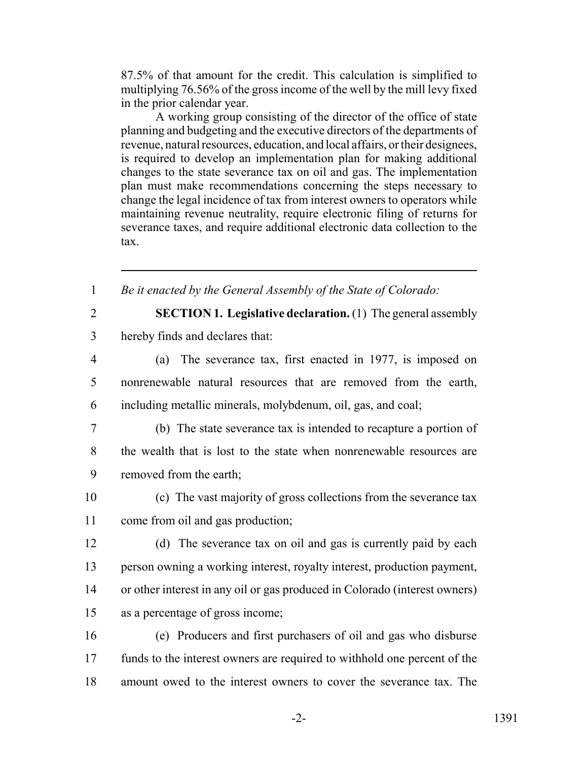87.5% of that amount for the credit. This calculation is simplified to multiplying 76.56% of the gross income of the well by the mill levy fixed in the prior calendar year.

A working group consisting of the director of the office of state planning and budgeting and the executive directors of the departments of revenue, natural resources, education, and local affairs, or their designees, is required to develop an implementation plan for making additional changes to the state severance tax on oil and gas. The implementation plan must make recommendations concerning the steps necessary to change the legal incidence of tax from interest owners to operators while maintaining revenue neutrality, require electronic filing of returns for severance taxes, and require additional electronic data collection to the tax.

---

1 *Be it enacted by the General Assembly of the State of Colorado:*

2 **SECTION 1. Legislative declaration.** (1) The general assembly
3 hereby finds and declares that:

4 (a) The severance tax, first enacted in 1977, is imposed on
5 nonrenewable natural resources that are removed from the earth,
6 including metallic minerals, molybdenum, oil, gas, and coal;

7 (b) The state severance tax is intended to recapture a portion of
8 the wealth that is lost to the state when nonrenewable resources are
9 removed from the earth;

10 (c) The vast majority of gross collections from the severance tax
11 come from oil and gas production;

12 (d) The severance tax on oil and gas is currently paid by each
13 person owning a working interest, royalty interest, production payment,
14 or other interest in any oil or gas produced in Colorado (interest owners)
15 as a percentage of gross income;

16 (e) Producers and first purchasers of oil and gas who disburse
17 funds to the interest owners are required to withhold one percent of the
18 amount owed to the interest owners to cover the severance tax. The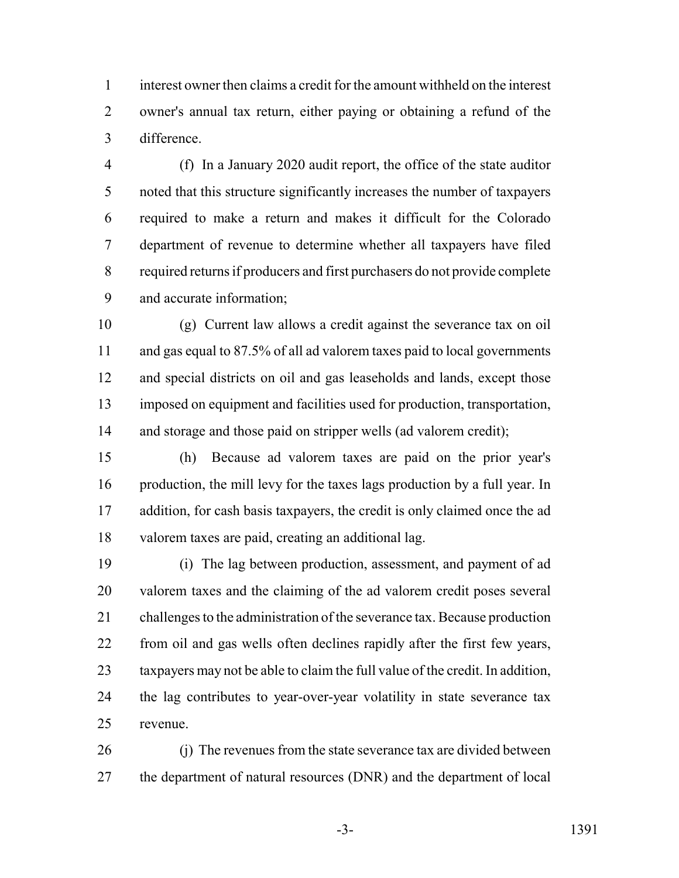interest owner then claims a credit for the amount withheld on the interest owner's annual tax return, either paying or obtaining a refund of the difference.

(f) In a January 2020 audit report, the office of the state auditor noted that this structure significantly increases the number of taxpayers required to make a return and makes it difficult for the Colorado department of revenue to determine whether all taxpayers have filed required returns if producers and first purchasers do not provide complete and accurate information;

(g) Current law allows a credit against the severance tax on oil and gas equal to 87.5% of all ad valorem taxes paid to local governments and special districts on oil and gas leaseholds and lands, except those imposed on equipment and facilities used for production, transportation, and storage and those paid on stripper wells (ad valorem credit);

(h) Because ad valorem taxes are paid on the prior year's production, the mill levy for the taxes lags production by a full year. In addition, for cash basis taxpayers, the credit is only claimed once the ad valorem taxes are paid, creating an additional lag.

(i) The lag between production, assessment, and payment of ad valorem taxes and the claiming of the ad valorem credit poses several challenges to the administration of the severance tax. Because production from oil and gas wells often declines rapidly after the first few years, taxpayers may not be able to claim the full value of the credit. In addition, the lag contributes to year-over-year volatility in state severance tax revenue.

(j) The revenues from the state severance tax are divided between the department of natural resources (DNR) and the department of local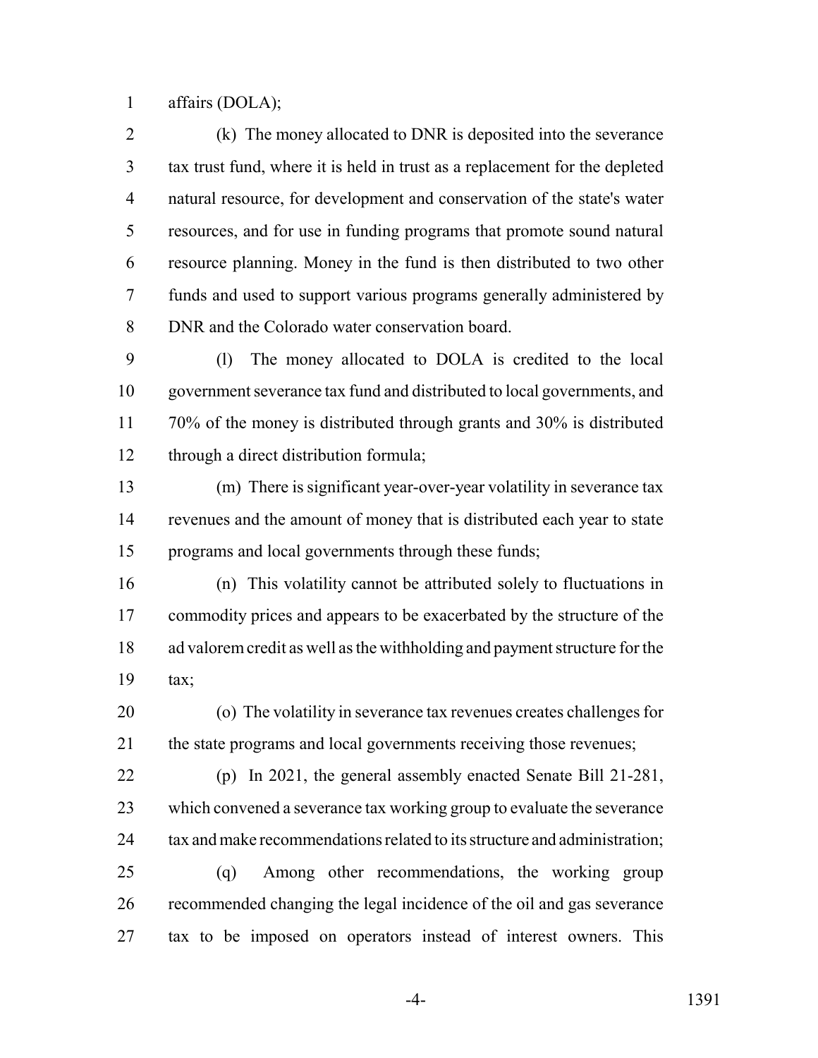affairs (DOLA);

(k) The money allocated to DNR is deposited into the severance tax trust fund, where it is held in trust as a replacement for the depleted natural resource, for development and conservation of the state's water resources, and for use in funding programs that promote sound natural resource planning. Money in the fund is then distributed to two other funds and used to support various programs generally administered by DNR and the Colorado water conservation board.

(l) The money allocated to DOLA is credited to the local government severance tax fund and distributed to local governments, and 70% of the money is distributed through grants and 30% is distributed through a direct distribution formula;

(m) There is significant year-over-year volatility in severance tax revenues and the amount of money that is distributed each year to state programs and local governments through these funds;

(n) This volatility cannot be attributed solely to fluctuations in commodity prices and appears to be exacerbated by the structure of the ad valorem credit as well as the withholding and payment structure for the tax;

(o) The volatility in severance tax revenues creates challenges for the state programs and local governments receiving those revenues;

(p) In 2021, the general assembly enacted Senate Bill 21-281, which convened a severance tax working group to evaluate the severance tax and make recommendations related to its structure and administration;

(q) Among other recommendations, the working group recommended changing the legal incidence of the oil and gas severance tax to be imposed on operators instead of interest owners. This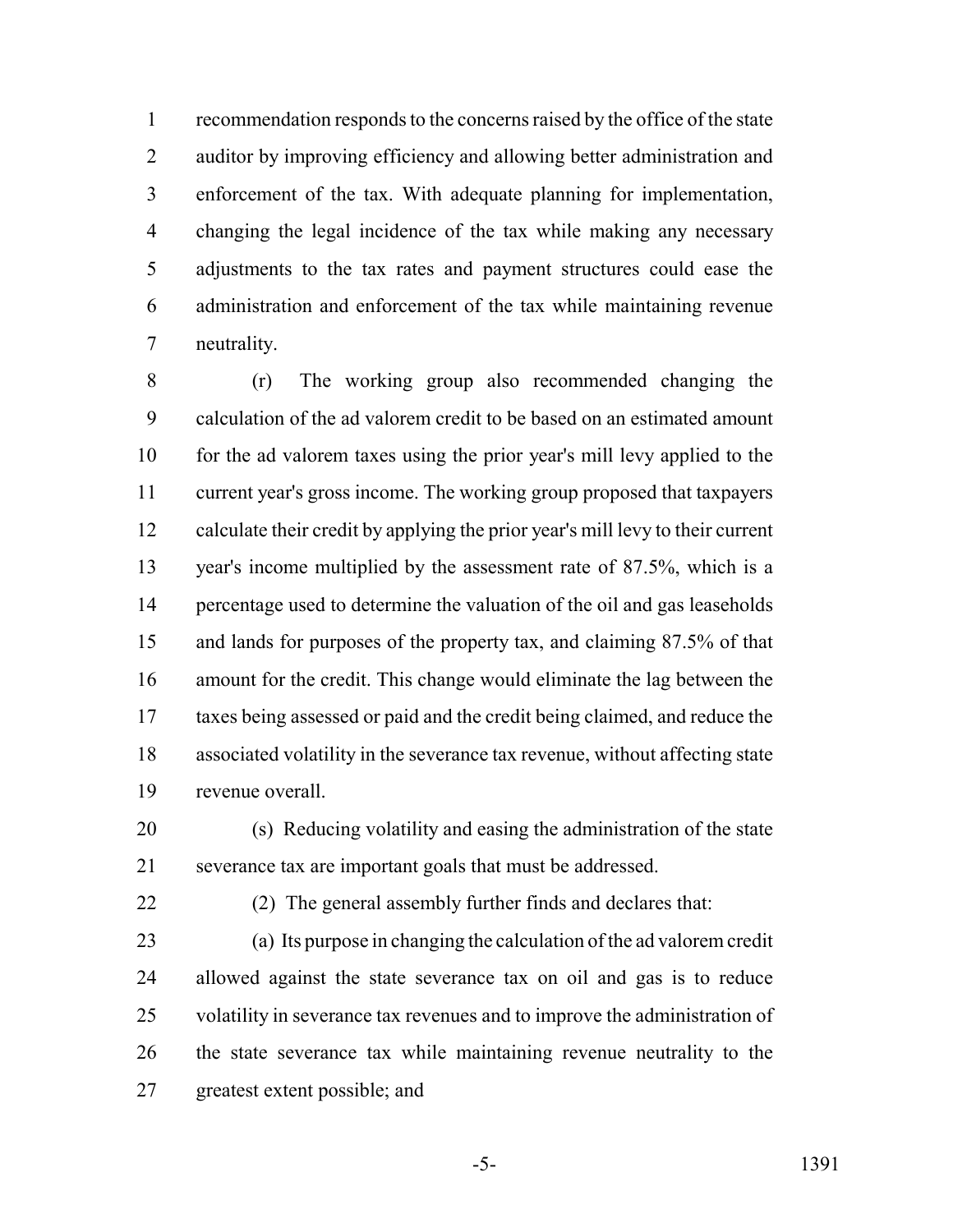recommendation responds to the concerns raised by the office of the state auditor by improving efficiency and allowing better administration and enforcement of the tax. With adequate planning for implementation, changing the legal incidence of the tax while making any necessary adjustments to the tax rates and payment structures could ease the administration and enforcement of the tax while maintaining revenue neutrality.

(r) The working group also recommended changing the calculation of the ad valorem credit to be based on an estimated amount for the ad valorem taxes using the prior year's mill levy applied to the current year's gross income. The working group proposed that taxpayers calculate their credit by applying the prior year's mill levy to their current year's income multiplied by the assessment rate of 87.5%, which is a percentage used to determine the valuation of the oil and gas leaseholds and lands for purposes of the property tax, and claiming 87.5% of that amount for the credit. This change would eliminate the lag between the taxes being assessed or paid and the credit being claimed, and reduce the associated volatility in the severance tax revenue, without affecting state revenue overall.

(s) Reducing volatility and easing the administration of the state severance tax are important goals that must be addressed.

(2) The general assembly further finds and declares that:

(a) Its purpose in changing the calculation of the ad valorem credit allowed against the state severance tax on oil and gas is to reduce volatility in severance tax revenues and to improve the administration of the state severance tax while maintaining revenue neutrality to the greatest extent possible; and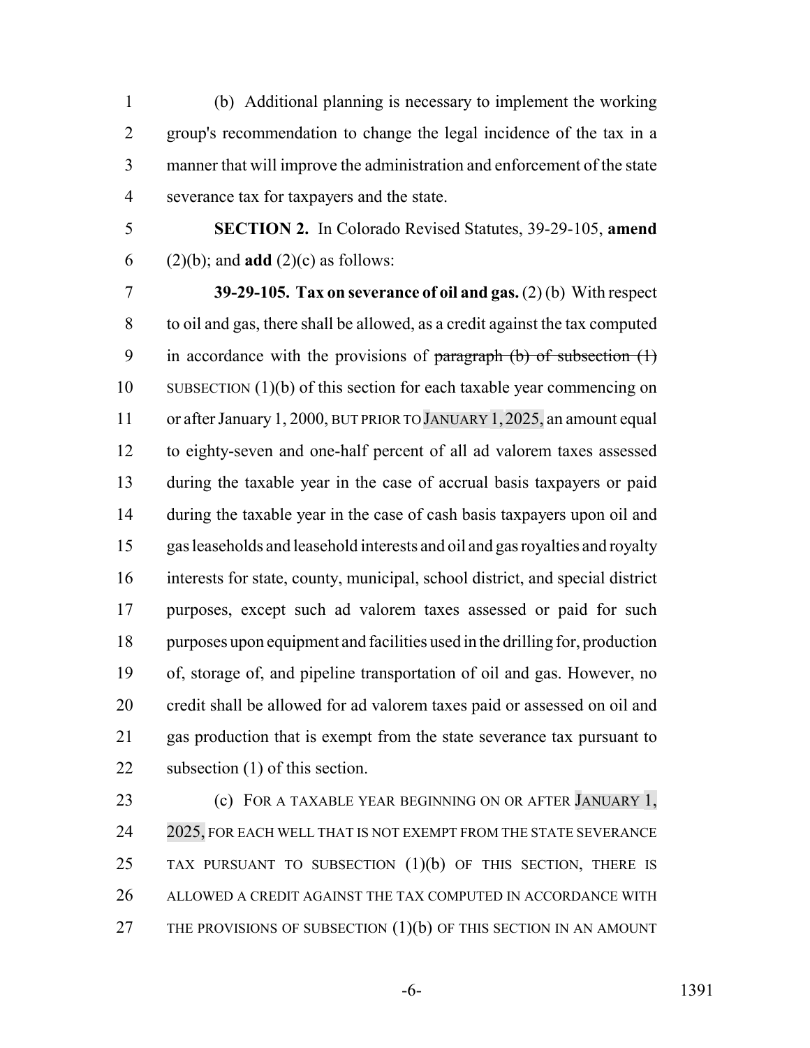(b) Additional planning is necessary to implement the working group's recommendation to change the legal incidence of the tax in a manner that will improve the administration and enforcement of the state severance tax for taxpayers and the state.

**SECTION 2.** In Colorado Revised Statutes, 39-29-105, **amend** (2)(b); and **add** (2)(c) as follows:

**39-29-105. Tax on severance of oil and gas.** (2) (b) With respect to oil and gas, there shall be allowed, as a credit against the tax computed in accordance with the provisions of ~~paragraph (b) of subsection (1)~~ SUBSECTION (1)(b) of this section for each taxable year commencing on or after January 1, 2000, BUT PRIOR TO JANUARY 1, 2025, an amount equal to eighty-seven and one-half percent of all ad valorem taxes assessed during the taxable year in the case of accrual basis taxpayers or paid during the taxable year in the case of cash basis taxpayers upon oil and gas leaseholds and leasehold interests and oil and gas royalties and royalty interests for state, county, municipal, school district, and special district purposes, except such ad valorem taxes assessed or paid for such purposes upon equipment and facilities used in the drilling for, production of, storage of, and pipeline transportation of oil and gas. However, no credit shall be allowed for ad valorem taxes paid or assessed on oil and gas production that is exempt from the state severance tax pursuant to subsection (1) of this section.

(c) FOR A TAXABLE YEAR BEGINNING ON OR AFTER JANUARY 1, 2025, FOR EACH WELL THAT IS NOT EXEMPT FROM THE STATE SEVERANCE TAX PURSUANT TO SUBSECTION (1)(b) OF THIS SECTION, THERE IS ALLOWED A CREDIT AGAINST THE TAX COMPUTED IN ACCORDANCE WITH THE PROVISIONS OF SUBSECTION (1)(b) OF THIS SECTION IN AN AMOUNT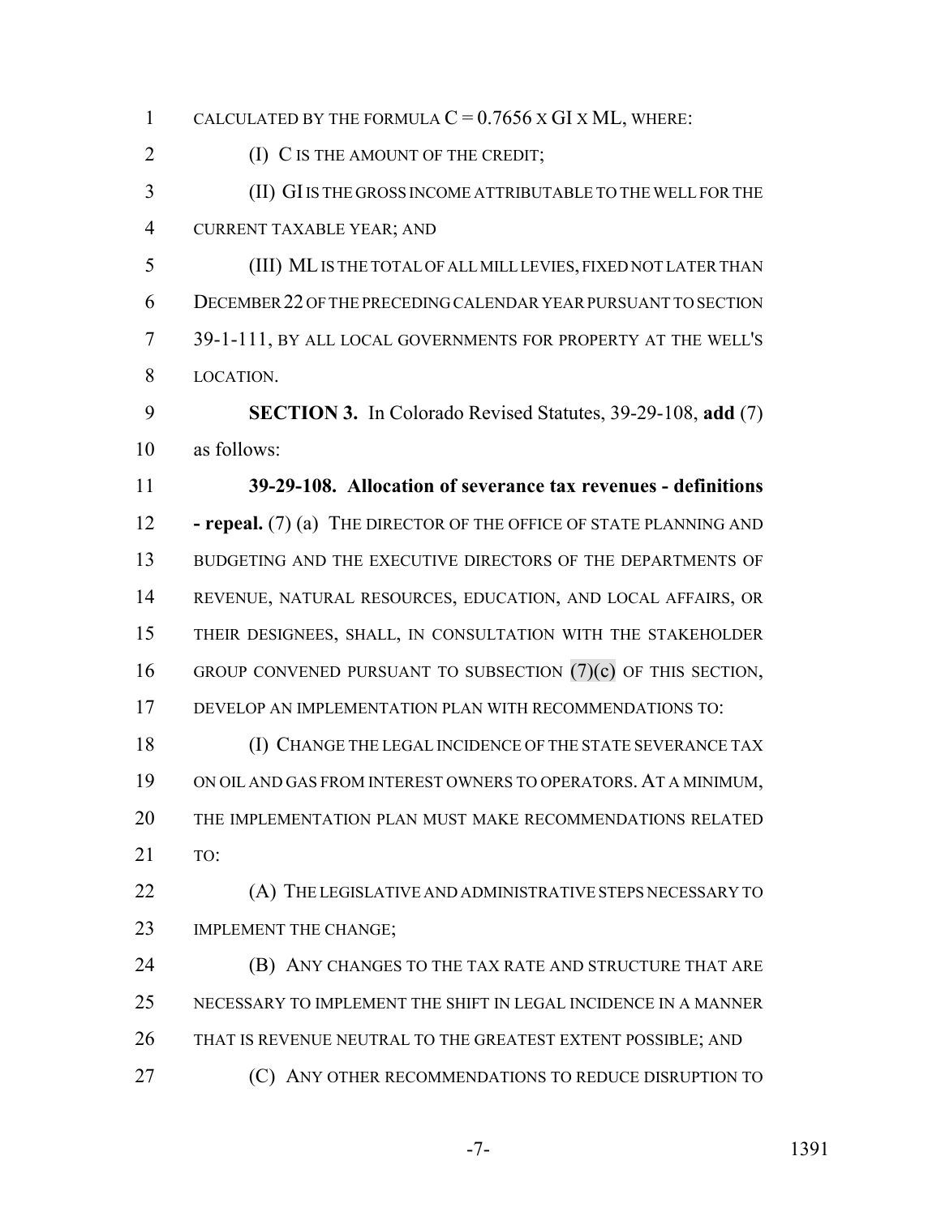CALCULATED BY THE FORMULA $C = 0.7656 \times GI \times ML$, WHERE:

(I) C IS THE AMOUNT OF THE CREDIT;

(II) GI IS THE GROSS INCOME ATTRIBUTABLE TO THE WELL FOR THE CURRENT TAXABLE YEAR; AND

(III) ML IS THE TOTAL OF ALL MILL LEVIES, FIXED NOT LATER THAN DECEMBER 22 OF THE PRECEDING CALENDAR YEAR PURSUANT TO SECTION 39-1-111, BY ALL LOCAL GOVERNMENTS FOR PROPERTY AT THE WELL'S LOCATION.

**SECTION 3.** In Colorado Revised Statutes, 39-29-108, **add** (7) as follows:

**39-29-108. Allocation of severance tax revenues - definitions - repeal.** (7) (a) THE DIRECTOR OF THE OFFICE OF STATE PLANNING AND BUDGETING AND THE EXECUTIVE DIRECTORS OF THE DEPARTMENTS OF REVENUE, NATURAL RESOURCES, EDUCATION, AND LOCAL AFFAIRS, OR THEIR DESIGNEES, SHALL, IN CONSULTATION WITH THE STAKEHOLDER GROUP CONVENED PURSUANT TO SUBSECTION (7)(c) OF THIS SECTION, DEVELOP AN IMPLEMENTATION PLAN WITH RECOMMENDATIONS TO:

(I) CHANGE THE LEGAL INCIDENCE OF THE STATE SEVERANCE TAX ON OIL AND GAS FROM INTEREST OWNERS TO OPERATORS. AT A MINIMUM, THE IMPLEMENTATION PLAN MUST MAKE RECOMMENDATIONS RELATED TO:

(A) THE LEGISLATIVE AND ADMINISTRATIVE STEPS NECESSARY TO IMPLEMENT THE CHANGE;

(B) ANY CHANGES TO THE TAX RATE AND STRUCTURE THAT ARE NECESSARY TO IMPLEMENT THE SHIFT IN LEGAL INCIDENCE IN A MANNER THAT IS REVENUE NEUTRAL TO THE GREATEST EXTENT POSSIBLE; AND

(C) ANY OTHER RECOMMENDATIONS TO REDUCE DISRUPTION TO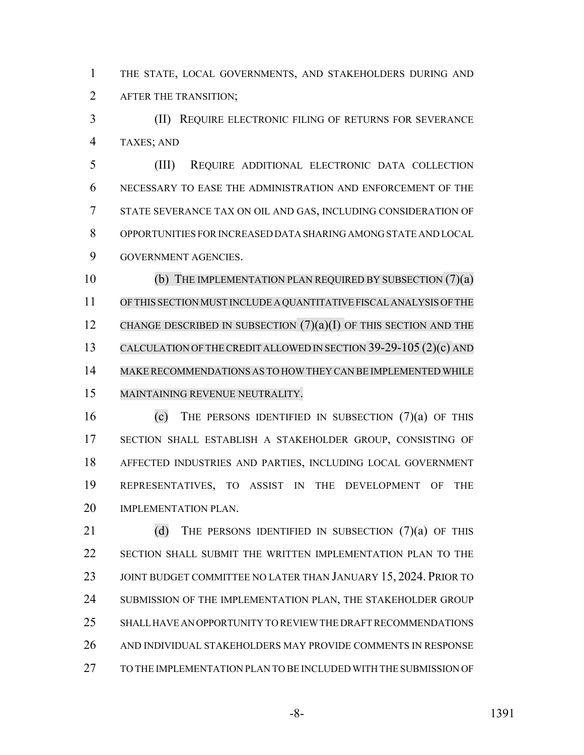THE STATE, LOCAL GOVERNMENTS, AND STAKEHOLDERS DURING AND AFTER THE TRANSITION;

(II) REQUIRE ELECTRONIC FILING OF RETURNS FOR SEVERANCE TAXES; AND

(III) REQUIRE ADDITIONAL ELECTRONIC DATA COLLECTION NECESSARY TO EASE THE ADMINISTRATION AND ENFORCEMENT OF THE STATE SEVERANCE TAX ON OIL AND GAS, INCLUDING CONSIDERATION OF OPPORTUNITIES FOR INCREASED DATA SHARING AMONG STATE AND LOCAL GOVERNMENT AGENCIES.

(b) THE IMPLEMENTATION PLAN REQUIRED BY SUBSECTION (7)(a) OF THIS SECTION MUST INCLUDE A QUANTITATIVE FISCAL ANALYSIS OF THE CHANGE DESCRIBED IN SUBSECTION (7)(a)(I) OF THIS SECTION AND THE CALCULATION OF THE CREDIT ALLOWED IN SECTION 39-29-105 (2)(c) AND MAKE RECOMMENDATIONS AS TO HOW THEY CAN BE IMPLEMENTED WHILE MAINTAINING REVENUE NEUTRALITY.

(c) THE PERSONS IDENTIFIED IN SUBSECTION (7)(a) OF THIS SECTION SHALL ESTABLISH A STAKEHOLDER GROUP, CONSISTING OF AFFECTED INDUSTRIES AND PARTIES, INCLUDING LOCAL GOVERNMENT REPRESENTATIVES, TO ASSIST IN THE DEVELOPMENT OF THE IMPLEMENTATION PLAN.

(d) THE PERSONS IDENTIFIED IN SUBSECTION (7)(a) OF THIS SECTION SHALL SUBMIT THE WRITTEN IMPLEMENTATION PLAN TO THE JOINT BUDGET COMMITTEE NO LATER THAN JANUARY 15, 2024. PRIOR TO SUBMISSION OF THE IMPLEMENTATION PLAN, THE STAKEHOLDER GROUP SHALL HAVE AN OPPORTUNITY TO REVIEW THE DRAFT RECOMMENDATIONS AND INDIVIDUAL STAKEHOLDERS MAY PROVIDE COMMENTS IN RESPONSE TO THE IMPLEMENTATION PLAN TO BE INCLUDED WITH THE SUBMISSION OF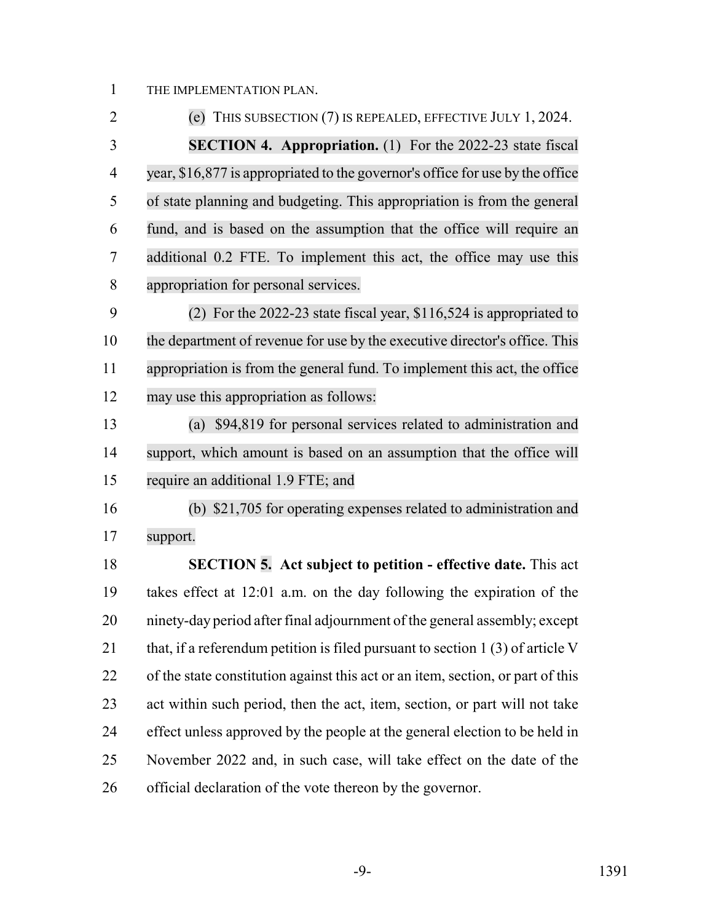THE IMPLEMENTATION PLAN.

(e) THIS SUBSECTION (7) IS REPEALED, EFFECTIVE JULY 1, 2024.

**SECTION 4. Appropriation.** (1) For the 2022-23 state fiscal year, $16,877 is appropriated to the governor's office for use by the office of state planning and budgeting. This appropriation is from the general fund, and is based on the assumption that the office will require an additional 0.2 FTE. To implement this act, the office may use this appropriation for personal services.

(2) For the 2022-23 state fiscal year, $116,524 is appropriated to the department of revenue for use by the executive director's office. This appropriation is from the general fund. To implement this act, the office may use this appropriation as follows:

(a) $94,819 for personal services related to administration and support, which amount is based on an assumption that the office will require an additional 1.9 FTE; and

(b) $21,705 for operating expenses related to administration and support.

**SECTION 5. Act subject to petition - effective date.** This act takes effect at 12:01 a.m. on the day following the expiration of the ninety-day period after final adjournment of the general assembly; except that, if a referendum petition is filed pursuant to section 1 (3) of article V of the state constitution against this act or an item, section, or part of this act within such period, then the act, item, section, or part will not take effect unless approved by the people at the general election to be held in November 2022 and, in such case, will take effect on the date of the official declaration of the vote thereon by the governor.